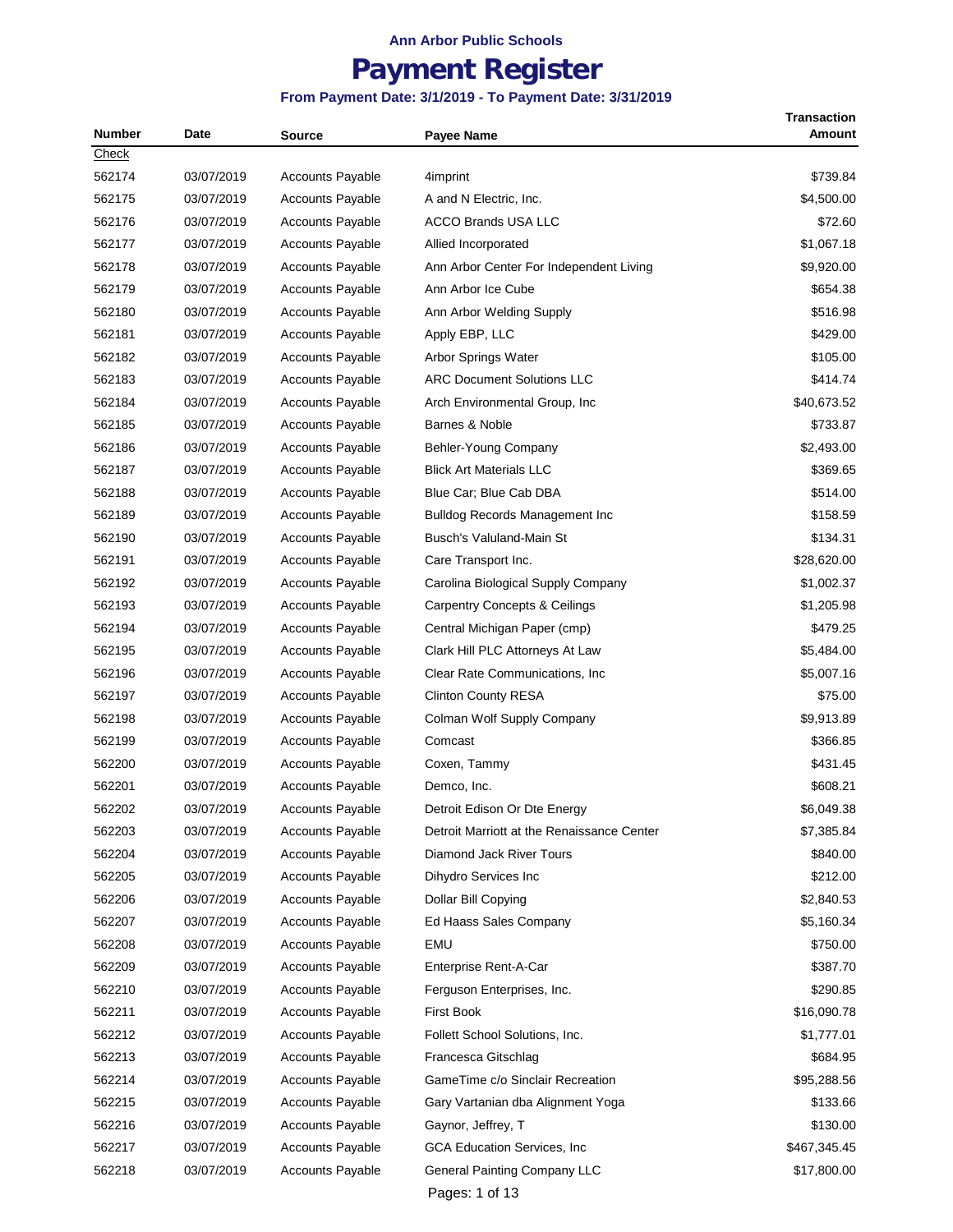**Ann Arbor Public Schools**

# Payment Register

**From Payment Date: 3/1/2019 - To Payment Date: 3/31/2019**

| Number | Date | Source | Payee Name | Transaction Amount |
|---|---|---|---|---|
| Check | | | | |
| 562174 | 03/07/2019 | Accounts Payable | 4imprint | $739.84 |
| 562175 | 03/07/2019 | Accounts Payable | A and N Electric, Inc. | $4,500.00 |
| 562176 | 03/07/2019 | Accounts Payable | ACCO Brands USA LLC | $72.60 |
| 562177 | 03/07/2019 | Accounts Payable | Allied Incorporated | $1,067.18 |
| 562178 | 03/07/2019 | Accounts Payable | Ann Arbor Center For Independent Living | $9,920.00 |
| 562179 | 03/07/2019 | Accounts Payable | Ann Arbor Ice Cube | $654.38 |
| 562180 | 03/07/2019 | Accounts Payable | Ann Arbor Welding Supply | $516.98 |
| 562181 | 03/07/2019 | Accounts Payable | Apply EBP, LLC | $429.00 |
| 562182 | 03/07/2019 | Accounts Payable | Arbor Springs Water | $105.00 |
| 562183 | 03/07/2019 | Accounts Payable | ARC Document Solutions LLC | $414.74 |
| 562184 | 03/07/2019 | Accounts Payable | Arch Environmental Group, Inc | $40,673.52 |
| 562185 | 03/07/2019 | Accounts Payable | Barnes & Noble | $733.87 |
| 562186 | 03/07/2019 | Accounts Payable | Behler-Young Company | $2,493.00 |
| 562187 | 03/07/2019 | Accounts Payable | Blick Art Materials LLC | $369.65 |
| 562188 | 03/07/2019 | Accounts Payable | Blue Car; Blue Cab DBA | $514.00 |
| 562189 | 03/07/2019 | Accounts Payable | Bulldog Records Management Inc | $158.59 |
| 562190 | 03/07/2019 | Accounts Payable | Busch's Valuland-Main St | $134.31 |
| 562191 | 03/07/2019 | Accounts Payable | Care Transport Inc. | $28,620.00 |
| 562192 | 03/07/2019 | Accounts Payable | Carolina Biological Supply Company | $1,002.37 |
| 562193 | 03/07/2019 | Accounts Payable | Carpentry Concepts & Ceilings | $1,205.98 |
| 562194 | 03/07/2019 | Accounts Payable | Central Michigan Paper (cmp) | $479.25 |
| 562195 | 03/07/2019 | Accounts Payable | Clark Hill PLC Attorneys At Law | $5,484.00 |
| 562196 | 03/07/2019 | Accounts Payable | Clear Rate Communications, Inc | $5,007.16 |
| 562197 | 03/07/2019 | Accounts Payable | Clinton County RESA | $75.00 |
| 562198 | 03/07/2019 | Accounts Payable | Colman Wolf Supply Company | $9,913.89 |
| 562199 | 03/07/2019 | Accounts Payable | Comcast | $366.85 |
| 562200 | 03/07/2019 | Accounts Payable | Coxen, Tammy | $431.45 |
| 562201 | 03/07/2019 | Accounts Payable | Demco, Inc. | $608.21 |
| 562202 | 03/07/2019 | Accounts Payable | Detroit Edison Or Dte Energy | $6,049.38 |
| 562203 | 03/07/2019 | Accounts Payable | Detroit Marriott at the Renaissance Center | $7,385.84 |
| 562204 | 03/07/2019 | Accounts Payable | Diamond Jack River Tours | $840.00 |
| 562205 | 03/07/2019 | Accounts Payable | Dihydro Services Inc | $212.00 |
| 562206 | 03/07/2019 | Accounts Payable | Dollar Bill Copying | $2,840.53 |
| 562207 | 03/07/2019 | Accounts Payable | Ed Haass Sales Company | $5,160.34 |
| 562208 | 03/07/2019 | Accounts Payable | EMU | $750.00 |
| 562209 | 03/07/2019 | Accounts Payable | Enterprise Rent-A-Car | $387.70 |
| 562210 | 03/07/2019 | Accounts Payable | Ferguson Enterprises, Inc. | $290.85 |
| 562211 | 03/07/2019 | Accounts Payable | First Book | $16,090.78 |
| 562212 | 03/07/2019 | Accounts Payable | Follett School Solutions, Inc. | $1,777.01 |
| 562213 | 03/07/2019 | Accounts Payable | Francesca Gitschlag | $684.95 |
| 562214 | 03/07/2019 | Accounts Payable | GameTime c/o Sinclair Recreation | $95,288.56 |
| 562215 | 03/07/2019 | Accounts Payable | Gary Vartanian dba Alignment Yoga | $133.66 |
| 562216 | 03/07/2019 | Accounts Payable | Gaynor, Jeffrey, T | $130.00 |
| 562217 | 03/07/2019 | Accounts Payable | GCA Education Services, Inc | $467,345.45 |
| 562218 | 03/07/2019 | Accounts Payable | General Painting Company LLC | $17,800.00 |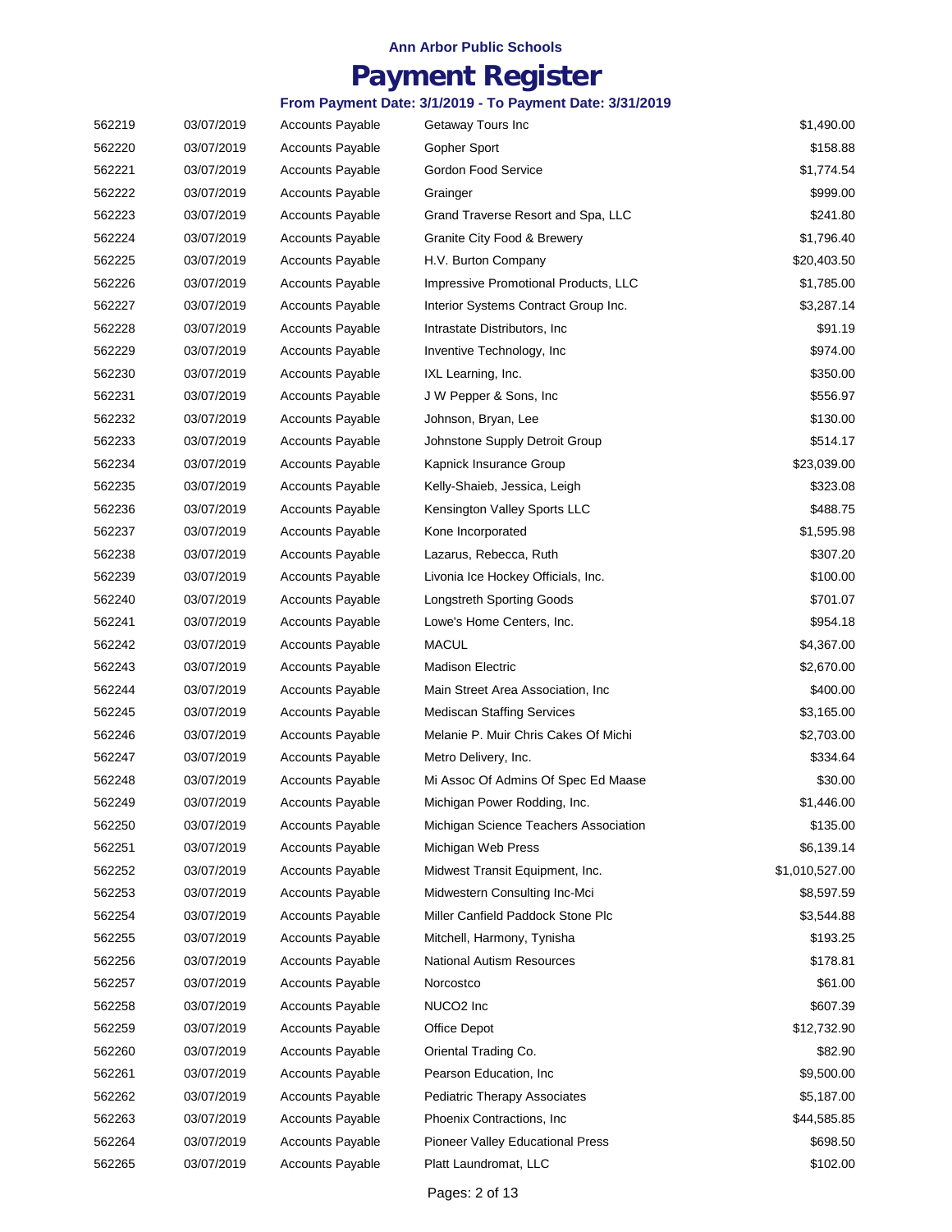**Ann Arbor Public Schools**

# Payment Register

**From Payment Date: 3/1/2019 - To Payment Date: 3/31/2019**

| | | | | |
|---|---|---|---|---|
| 562219 | 03/07/2019 | Accounts Payable | Getaway Tours Inc | $1,490.00 |
| 562220 | 03/07/2019 | Accounts Payable | Gopher Sport | $158.88 |
| 562221 | 03/07/2019 | Accounts Payable | Gordon Food Service | $1,774.54 |
| 562222 | 03/07/2019 | Accounts Payable | Grainger | $999.00 |
| 562223 | 03/07/2019 | Accounts Payable | Grand Traverse Resort and Spa, LLC | $241.80 |
| 562224 | 03/07/2019 | Accounts Payable | Granite City Food & Brewery | $1,796.40 |
| 562225 | 03/07/2019 | Accounts Payable | H.V. Burton Company | $20,403.50 |
| 562226 | 03/07/2019 | Accounts Payable | Impressive Promotional Products, LLC | $1,785.00 |
| 562227 | 03/07/2019 | Accounts Payable | Interior Systems Contract Group Inc. | $3,287.14 |
| 562228 | 03/07/2019 | Accounts Payable | Intrastate Distributors, Inc | $91.19 |
| 562229 | 03/07/2019 | Accounts Payable | Inventive Technology, Inc | $974.00 |
| 562230 | 03/07/2019 | Accounts Payable | IXL Learning, Inc. | $350.00 |
| 562231 | 03/07/2019 | Accounts Payable | J W Pepper & Sons, Inc | $556.97 |
| 562232 | 03/07/2019 | Accounts Payable | Johnson, Bryan, Lee | $130.00 |
| 562233 | 03/07/2019 | Accounts Payable | Johnstone Supply Detroit Group | $514.17 |
| 562234 | 03/07/2019 | Accounts Payable | Kapnick Insurance Group | $23,039.00 |
| 562235 | 03/07/2019 | Accounts Payable | Kelly-Shaieb, Jessica, Leigh | $323.08 |
| 562236 | 03/07/2019 | Accounts Payable | Kensington Valley Sports LLC | $488.75 |
| 562237 | 03/07/2019 | Accounts Payable | Kone Incorporated | $1,595.98 |
| 562238 | 03/07/2019 | Accounts Payable | Lazarus, Rebecca, Ruth | $307.20 |
| 562239 | 03/07/2019 | Accounts Payable | Livonia Ice Hockey Officials, Inc. | $100.00 |
| 562240 | 03/07/2019 | Accounts Payable | Longstreth Sporting Goods | $701.07 |
| 562241 | 03/07/2019 | Accounts Payable | Lowe's Home Centers, Inc. | $954.18 |
| 562242 | 03/07/2019 | Accounts Payable | MACUL | $4,367.00 |
| 562243 | 03/07/2019 | Accounts Payable | Madison Electric | $2,670.00 |
| 562244 | 03/07/2019 | Accounts Payable | Main Street Area Association, Inc | $400.00 |
| 562245 | 03/07/2019 | Accounts Payable | Mediscan Staffing Services | $3,165.00 |
| 562246 | 03/07/2019 | Accounts Payable | Melanie P. Muir Chris Cakes Of Michi | $2,703.00 |
| 562247 | 03/07/2019 | Accounts Payable | Metro Delivery, Inc. | $334.64 |
| 562248 | 03/07/2019 | Accounts Payable | Mi Assoc Of Admins Of Spec Ed Maase | $30.00 |
| 562249 | 03/07/2019 | Accounts Payable | Michigan Power Rodding, Inc. | $1,446.00 |
| 562250 | 03/07/2019 | Accounts Payable | Michigan Science Teachers Association | $135.00 |
| 562251 | 03/07/2019 | Accounts Payable | Michigan Web Press | $6,139.14 |
| 562252 | 03/07/2019 | Accounts Payable | Midwest Transit Equipment, Inc. | $1,010,527.00 |
| 562253 | 03/07/2019 | Accounts Payable | Midwestern Consulting Inc-Mci | $8,597.59 |
| 562254 | 03/07/2019 | Accounts Payable | Miller Canfield Paddock Stone Plc | $3,544.88 |
| 562255 | 03/07/2019 | Accounts Payable | Mitchell, Harmony, Tynisha | $193.25 |
| 562256 | 03/07/2019 | Accounts Payable | National Autism Resources | $178.81 |
| 562257 | 03/07/2019 | Accounts Payable | Norcostco | $61.00 |
| 562258 | 03/07/2019 | Accounts Payable | NUCO2 Inc | $607.39 |
| 562259 | 03/07/2019 | Accounts Payable | Office Depot | $12,732.90 |
| 562260 | 03/07/2019 | Accounts Payable | Oriental Trading Co. | $82.90 |
| 562261 | 03/07/2019 | Accounts Payable | Pearson Education, Inc | $9,500.00 |
| 562262 | 03/07/2019 | Accounts Payable | Pediatric Therapy Associates | $5,187.00 |
| 562263 | 03/07/2019 | Accounts Payable | Phoenix Contractions, Inc | $44,585.85 |
| 562264 | 03/07/2019 | Accounts Payable | Pioneer Valley Educational Press | $698.50 |
| 562265 | 03/07/2019 | Accounts Payable | Platt Laundromat, LLC | $102.00 |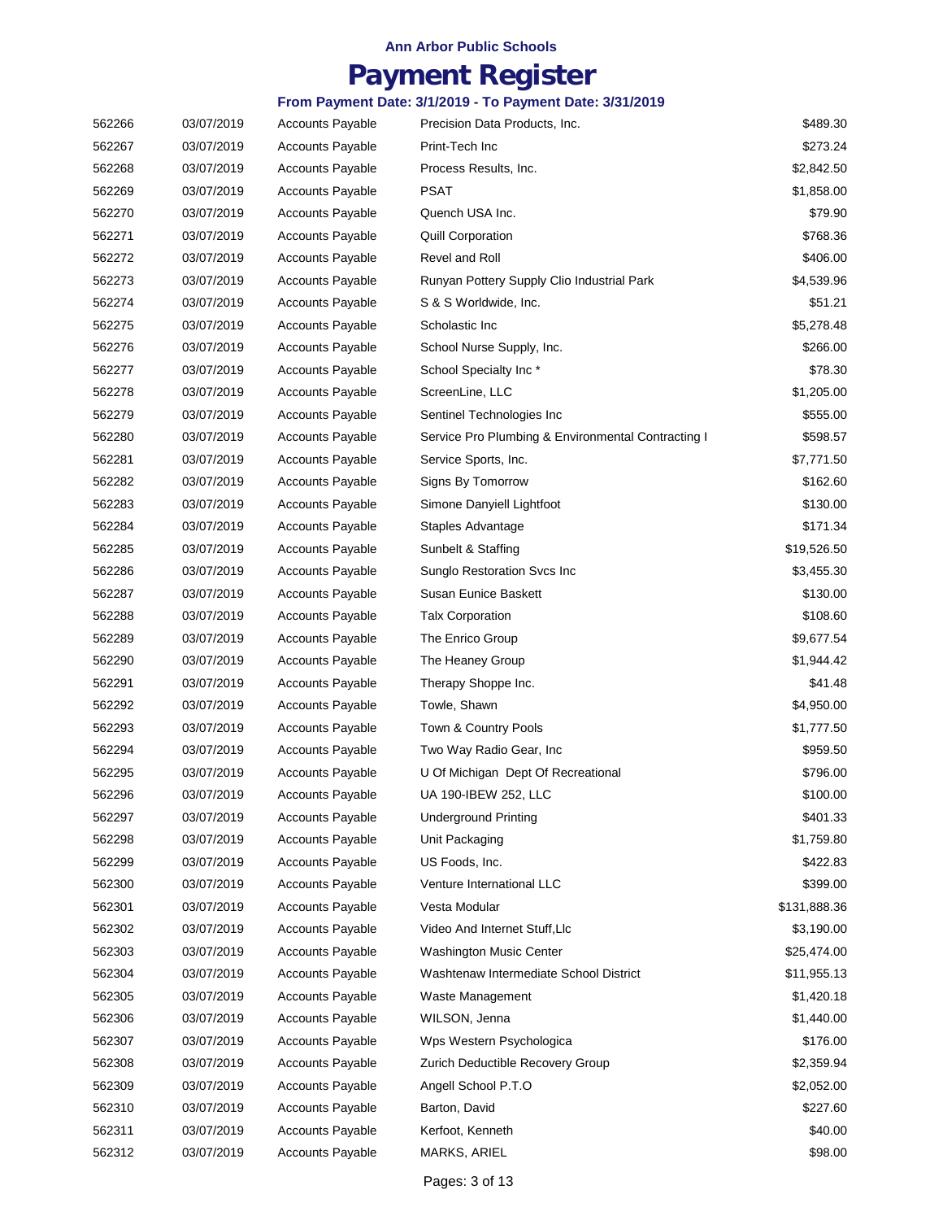**Ann Arbor Public Schools**

# Payment Register

**From Payment Date: 3/1/2019 - To Payment Date: 3/31/2019**

| | | | | |
|---|---|---|---|---|
| 562266 | 03/07/2019 | Accounts Payable | Precision Data Products, Inc. | $489.30 |
| 562267 | 03/07/2019 | Accounts Payable | Print-Tech Inc | $273.24 |
| 562268 | 03/07/2019 | Accounts Payable | Process Results, Inc. | $2,842.50 |
| 562269 | 03/07/2019 | Accounts Payable | PSAT | $1,858.00 |
| 562270 | 03/07/2019 | Accounts Payable | Quench USA Inc. | $79.90 |
| 562271 | 03/07/2019 | Accounts Payable | Quill Corporation | $768.36 |
| 562272 | 03/07/2019 | Accounts Payable | Revel and Roll | $406.00 |
| 562273 | 03/07/2019 | Accounts Payable | Runyan Pottery Supply Clio Industrial Park | $4,539.96 |
| 562274 | 03/07/2019 | Accounts Payable | S & S Worldwide, Inc. | $51.21 |
| 562275 | 03/07/2019 | Accounts Payable | Scholastic Inc | $5,278.48 |
| 562276 | 03/07/2019 | Accounts Payable | School Nurse Supply, Inc. | $266.00 |
| 562277 | 03/07/2019 | Accounts Payable | School Specialty Inc * | $78.30 |
| 562278 | 03/07/2019 | Accounts Payable | ScreenLine, LLC | $1,205.00 |
| 562279 | 03/07/2019 | Accounts Payable | Sentinel Technologies Inc | $555.00 |
| 562280 | 03/07/2019 | Accounts Payable | Service Pro Plumbing & Environmental Contracting I | $598.57 |
| 562281 | 03/07/2019 | Accounts Payable | Service Sports, Inc. | $7,771.50 |
| 562282 | 03/07/2019 | Accounts Payable | Signs By Tomorrow | $162.60 |
| 562283 | 03/07/2019 | Accounts Payable | Simone Danyiell Lightfoot | $130.00 |
| 562284 | 03/07/2019 | Accounts Payable | Staples Advantage | $171.34 |
| 562285 | 03/07/2019 | Accounts Payable | Sunbelt & Staffing | $19,526.50 |
| 562286 | 03/07/2019 | Accounts Payable | Sunglo Restoration Svcs Inc | $3,455.30 |
| 562287 | 03/07/2019 | Accounts Payable | Susan Eunice Baskett | $130.00 |
| 562288 | 03/07/2019 | Accounts Payable | Talx Corporation | $108.60 |
| 562289 | 03/07/2019 | Accounts Payable | The Enrico Group | $9,677.54 |
| 562290 | 03/07/2019 | Accounts Payable | The Heaney Group | $1,944.42 |
| 562291 | 03/07/2019 | Accounts Payable | Therapy Shoppe Inc. | $41.48 |
| 562292 | 03/07/2019 | Accounts Payable | Towle, Shawn | $4,950.00 |
| 562293 | 03/07/2019 | Accounts Payable | Town & Country Pools | $1,777.50 |
| 562294 | 03/07/2019 | Accounts Payable | Two Way Radio Gear, Inc | $959.50 |
| 562295 | 03/07/2019 | Accounts Payable | U Of Michigan Dept Of Recreational | $796.00 |
| 562296 | 03/07/2019 | Accounts Payable | UA 190-IBEW 252, LLC | $100.00 |
| 562297 | 03/07/2019 | Accounts Payable | Underground Printing | $401.33 |
| 562298 | 03/07/2019 | Accounts Payable | Unit Packaging | $1,759.80 |
| 562299 | 03/07/2019 | Accounts Payable | US Foods, Inc. | $422.83 |
| 562300 | 03/07/2019 | Accounts Payable | Venture International LLC | $399.00 |
| 562301 | 03/07/2019 | Accounts Payable | Vesta Modular | $131,888.36 |
| 562302 | 03/07/2019 | Accounts Payable | Video And Internet Stuff,Llc | $3,190.00 |
| 562303 | 03/07/2019 | Accounts Payable | Washington Music Center | $25,474.00 |
| 562304 | 03/07/2019 | Accounts Payable | Washtenaw Intermediate School District | $11,955.13 |
| 562305 | 03/07/2019 | Accounts Payable | Waste Management | $1,420.18 |
| 562306 | 03/07/2019 | Accounts Payable | WILSON, Jenna | $1,440.00 |
| 562307 | 03/07/2019 | Accounts Payable | Wps Western Psychologica | $176.00 |
| 562308 | 03/07/2019 | Accounts Payable | Zurich Deductible Recovery Group | $2,359.94 |
| 562309 | 03/07/2019 | Accounts Payable | Angell School P.T.O | $2,052.00 |
| 562310 | 03/07/2019 | Accounts Payable | Barton, David | $227.60 |
| 562311 | 03/07/2019 | Accounts Payable | Kerfoot, Kenneth | $40.00 |
| 562312 | 03/07/2019 | Accounts Payable | MARKS, ARIEL | $98.00 |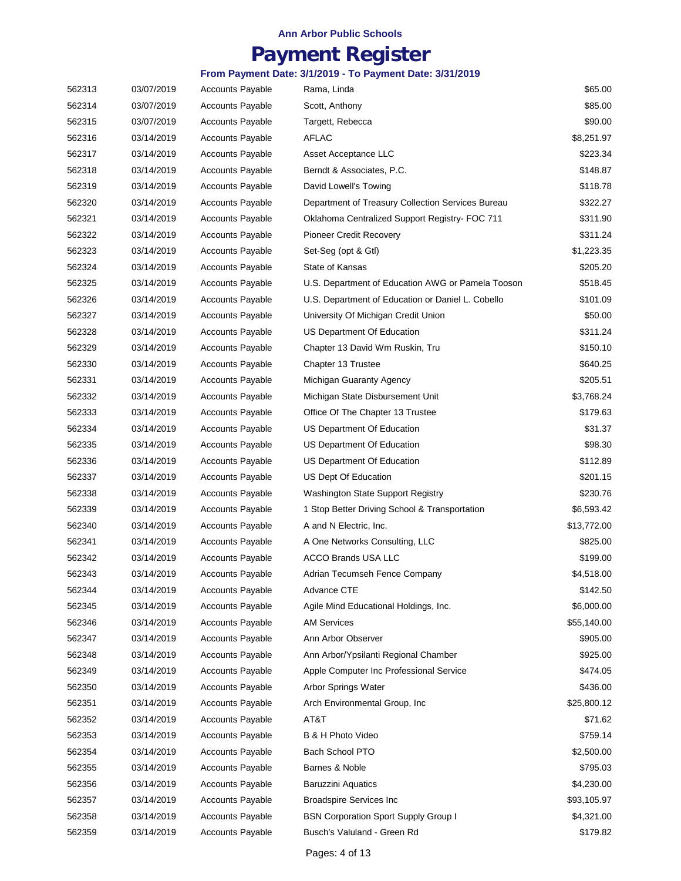Ann Arbor Public Schools

# Payment Register

**From Payment Date: 3/1/2019 - To Payment Date: 3/31/2019**

| | | | | |
|---|---|---|---|---|
| 562313 | 03/07/2019 | Accounts Payable | Rama, Linda | $65.00 |
| 562314 | 03/07/2019 | Accounts Payable | Scott, Anthony | $85.00 |
| 562315 | 03/07/2019 | Accounts Payable | Targett, Rebecca | $90.00 |
| 562316 | 03/14/2019 | Accounts Payable | AFLAC | $8,251.97 |
| 562317 | 03/14/2019 | Accounts Payable | Asset Acceptance LLC | $223.34 |
| 562318 | 03/14/2019 | Accounts Payable | Berndt & Associates, P.C. | $148.87 |
| 562319 | 03/14/2019 | Accounts Payable | David Lowell's Towing | $118.78 |
| 562320 | 03/14/2019 | Accounts Payable | Department of Treasury Collection Services Bureau | $322.27 |
| 562321 | 03/14/2019 | Accounts Payable | Oklahoma Centralized Support Registry- FOC 711 | $311.90 |
| 562322 | 03/14/2019 | Accounts Payable | Pioneer Credit Recovery | $311.24 |
| 562323 | 03/14/2019 | Accounts Payable | Set-Seg (opt & Gtl) | $1,223.35 |
| 562324 | 03/14/2019 | Accounts Payable | State of Kansas | $205.20 |
| 562325 | 03/14/2019 | Accounts Payable | U.S. Department of Education AWG or Pamela Tooson | $518.45 |
| 562326 | 03/14/2019 | Accounts Payable | U.S. Department of Education or Daniel L. Cobello | $101.09 |
| 562327 | 03/14/2019 | Accounts Payable | University Of Michigan Credit Union | $50.00 |
| 562328 | 03/14/2019 | Accounts Payable | US Department Of Education | $311.24 |
| 562329 | 03/14/2019 | Accounts Payable | Chapter 13 David Wm Ruskin, Tru | $150.10 |
| 562330 | 03/14/2019 | Accounts Payable | Chapter 13 Trustee | $640.25 |
| 562331 | 03/14/2019 | Accounts Payable | Michigan Guaranty Agency | $205.51 |
| 562332 | 03/14/2019 | Accounts Payable | Michigan State Disbursement Unit | $3,768.24 |
| 562333 | 03/14/2019 | Accounts Payable | Office Of The Chapter 13 Trustee | $179.63 |
| 562334 | 03/14/2019 | Accounts Payable | US Department Of Education | $31.37 |
| 562335 | 03/14/2019 | Accounts Payable | US Department Of Education | $98.30 |
| 562336 | 03/14/2019 | Accounts Payable | US Department Of Education | $112.89 |
| 562337 | 03/14/2019 | Accounts Payable | US Dept Of Education | $201.15 |
| 562338 | 03/14/2019 | Accounts Payable | Washington State Support Registry | $230.76 |
| 562339 | 03/14/2019 | Accounts Payable | 1 Stop Better Driving School & Transportation | $6,593.42 |
| 562340 | 03/14/2019 | Accounts Payable | A and N Electric, Inc. | $13,772.00 |
| 562341 | 03/14/2019 | Accounts Payable | A One Networks Consulting, LLC | $825.00 |
| 562342 | 03/14/2019 | Accounts Payable | ACCO Brands USA LLC | $199.00 |
| 562343 | 03/14/2019 | Accounts Payable | Adrian Tecumseh Fence Company | $4,518.00 |
| 562344 | 03/14/2019 | Accounts Payable | Advance CTE | $142.50 |
| 562345 | 03/14/2019 | Accounts Payable | Agile Mind Educational Holdings, Inc. | $6,000.00 |
| 562346 | 03/14/2019 | Accounts Payable | AM Services | $55,140.00 |
| 562347 | 03/14/2019 | Accounts Payable | Ann Arbor Observer | $905.00 |
| 562348 | 03/14/2019 | Accounts Payable | Ann Arbor/Ypsilanti Regional Chamber | $925.00 |
| 562349 | 03/14/2019 | Accounts Payable | Apple Computer Inc Professional Service | $474.05 |
| 562350 | 03/14/2019 | Accounts Payable | Arbor Springs Water | $436.00 |
| 562351 | 03/14/2019 | Accounts Payable | Arch Environmental Group, Inc | $25,800.12 |
| 562352 | 03/14/2019 | Accounts Payable | AT&T | $71.62 |
| 562353 | 03/14/2019 | Accounts Payable | B & H Photo Video | $759.14 |
| 562354 | 03/14/2019 | Accounts Payable | Bach School PTO | $2,500.00 |
| 562355 | 03/14/2019 | Accounts Payable | Barnes & Noble | $795.03 |
| 562356 | 03/14/2019 | Accounts Payable | Baruzzini Aquatics | $4,230.00 |
| 562357 | 03/14/2019 | Accounts Payable | Broadspire Services Inc | $93,105.97 |
| 562358 | 03/14/2019 | Accounts Payable | BSN Corporation Sport Supply Group I | $4,321.00 |
| 562359 | 03/14/2019 | Accounts Payable | Busch's Valuland - Green Rd | $179.82 |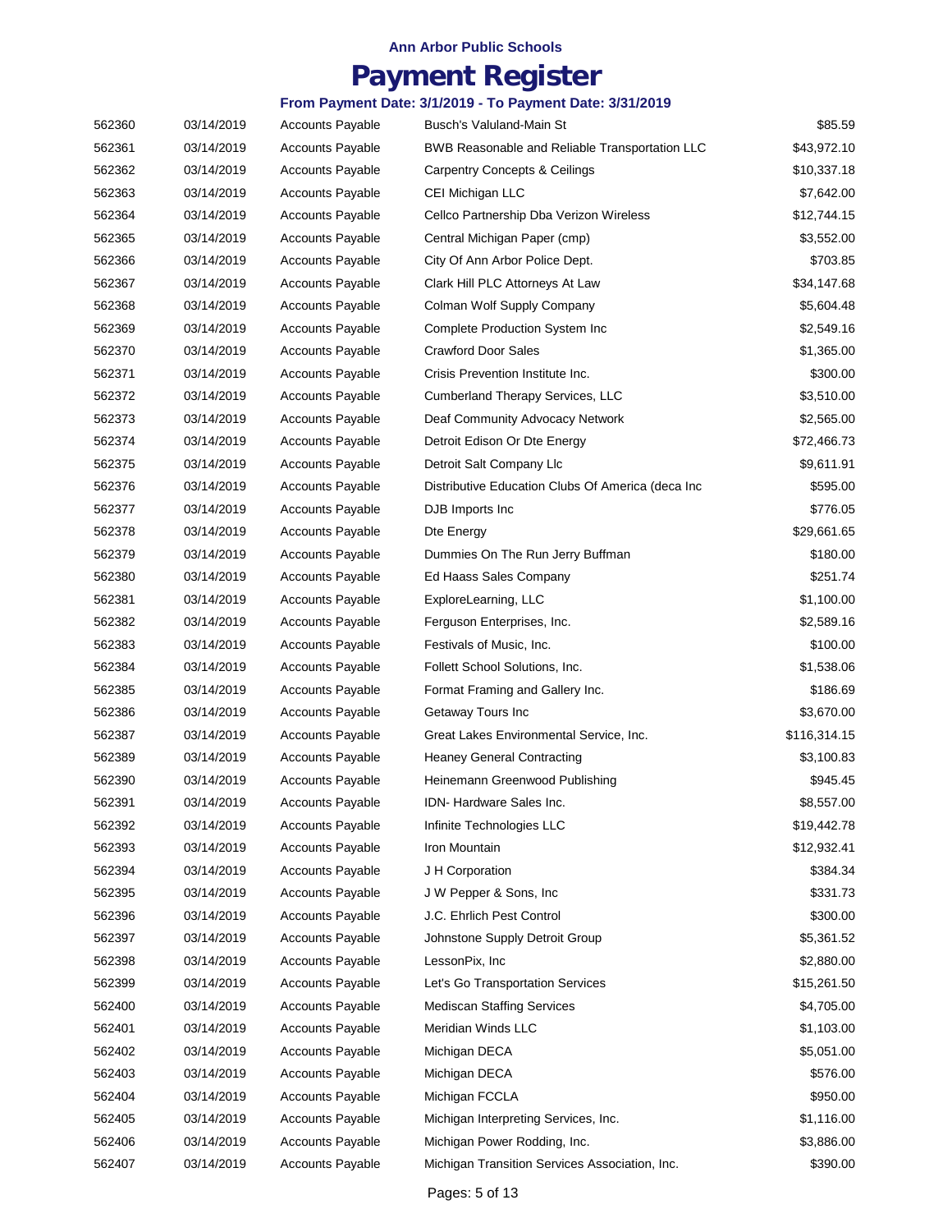**Ann Arbor Public Schools**

# Payment Register

**From Payment Date: 3/1/2019 - To Payment Date: 3/31/2019**

| | | | | |
|---|---|---|---|---|
| 562360 | 03/14/2019 | Accounts Payable | Busch's Valuland-Main St | $85.59 |
| 562361 | 03/14/2019 | Accounts Payable | BWB Reasonable and Reliable Transportation LLC | $43,972.10 |
| 562362 | 03/14/2019 | Accounts Payable | Carpentry Concepts & Ceilings | $10,337.18 |
| 562363 | 03/14/2019 | Accounts Payable | CEI Michigan LLC | $7,642.00 |
| 562364 | 03/14/2019 | Accounts Payable | Cellco Partnership Dba Verizon Wireless | $12,744.15 |
| 562365 | 03/14/2019 | Accounts Payable | Central Michigan Paper (cmp) | $3,552.00 |
| 562366 | 03/14/2019 | Accounts Payable | City Of Ann Arbor Police Dept. | $703.85 |
| 562367 | 03/14/2019 | Accounts Payable | Clark Hill PLC Attorneys At Law | $34,147.68 |
| 562368 | 03/14/2019 | Accounts Payable | Colman Wolf Supply Company | $5,604.48 |
| 562369 | 03/14/2019 | Accounts Payable | Complete Production System Inc | $2,549.16 |
| 562370 | 03/14/2019 | Accounts Payable | Crawford Door Sales | $1,365.00 |
| 562371 | 03/14/2019 | Accounts Payable | Crisis Prevention Institute Inc. | $300.00 |
| 562372 | 03/14/2019 | Accounts Payable | Cumberland Therapy Services, LLC | $3,510.00 |
| 562373 | 03/14/2019 | Accounts Payable | Deaf Community Advocacy Network | $2,565.00 |
| 562374 | 03/14/2019 | Accounts Payable | Detroit Edison Or Dte Energy | $72,466.73 |
| 562375 | 03/14/2019 | Accounts Payable | Detroit Salt Company Llc | $9,611.91 |
| 562376 | 03/14/2019 | Accounts Payable | Distributive Education Clubs Of America (deca Inc | $595.00 |
| 562377 | 03/14/2019 | Accounts Payable | DJB Imports Inc | $776.05 |
| 562378 | 03/14/2019 | Accounts Payable | Dte Energy | $29,661.65 |
| 562379 | 03/14/2019 | Accounts Payable | Dummies On The Run Jerry Buffman | $180.00 |
| 562380 | 03/14/2019 | Accounts Payable | Ed Haass Sales Company | $251.74 |
| 562381 | 03/14/2019 | Accounts Payable | ExploreLearning, LLC | $1,100.00 |
| 562382 | 03/14/2019 | Accounts Payable | Ferguson Enterprises, Inc. | $2,589.16 |
| 562383 | 03/14/2019 | Accounts Payable | Festivals of Music, Inc. | $100.00 |
| 562384 | 03/14/2019 | Accounts Payable | Follett School Solutions, Inc. | $1,538.06 |
| 562385 | 03/14/2019 | Accounts Payable | Format Framing and Gallery Inc. | $186.69 |
| 562386 | 03/14/2019 | Accounts Payable | Getaway Tours Inc | $3,670.00 |
| 562387 | 03/14/2019 | Accounts Payable | Great Lakes Environmental Service, Inc. | $116,314.15 |
| 562389 | 03/14/2019 | Accounts Payable | Heaney General Contracting | $3,100.83 |
| 562390 | 03/14/2019 | Accounts Payable | Heinemann Greenwood Publishing | $945.45 |
| 562391 | 03/14/2019 | Accounts Payable | IDN- Hardware Sales Inc. | $8,557.00 |
| 562392 | 03/14/2019 | Accounts Payable | Infinite Technologies LLC | $19,442.78 |
| 562393 | 03/14/2019 | Accounts Payable | Iron Mountain | $12,932.41 |
| 562394 | 03/14/2019 | Accounts Payable | J H Corporation | $384.34 |
| 562395 | 03/14/2019 | Accounts Payable | J W Pepper & Sons, Inc | $331.73 |
| 562396 | 03/14/2019 | Accounts Payable | J.C. Ehrlich Pest Control | $300.00 |
| 562397 | 03/14/2019 | Accounts Payable | Johnstone Supply Detroit Group | $5,361.52 |
| 562398 | 03/14/2019 | Accounts Payable | LessonPix, Inc | $2,880.00 |
| 562399 | 03/14/2019 | Accounts Payable | Let's Go Transportation Services | $15,261.50 |
| 562400 | 03/14/2019 | Accounts Payable | Mediscan Staffing Services | $4,705.00 |
| 562401 | 03/14/2019 | Accounts Payable | Meridian Winds LLC | $1,103.00 |
| 562402 | 03/14/2019 | Accounts Payable | Michigan DECA | $5,051.00 |
| 562403 | 03/14/2019 | Accounts Payable | Michigan DECA | $576.00 |
| 562404 | 03/14/2019 | Accounts Payable | Michigan FCCLA | $950.00 |
| 562405 | 03/14/2019 | Accounts Payable | Michigan Interpreting Services, Inc. | $1,116.00 |
| 562406 | 03/14/2019 | Accounts Payable | Michigan Power Rodding, Inc. | $3,886.00 |
| 562407 | 03/14/2019 | Accounts Payable | Michigan Transition Services Association, Inc. | $390.00 |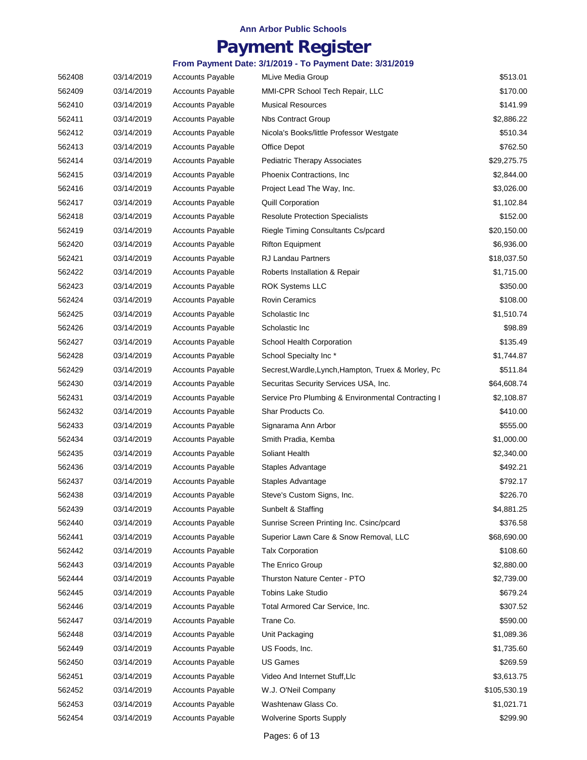**Ann Arbor Public Schools**

# Payment Register

**From Payment Date: 3/1/2019 - To Payment Date: 3/31/2019**

| | | | | |
|---|---|---|---|---|
| 562408 | 03/14/2019 | Accounts Payable | MLive Media Group | $513.01 |
| 562409 | 03/14/2019 | Accounts Payable | MMI-CPR School Tech Repair, LLC | $170.00 |
| 562410 | 03/14/2019 | Accounts Payable | Musical Resources | $141.99 |
| 562411 | 03/14/2019 | Accounts Payable | Nbs Contract Group | $2,886.22 |
| 562412 | 03/14/2019 | Accounts Payable | Nicola's Books/little Professor Westgate | $510.34 |
| 562413 | 03/14/2019 | Accounts Payable | Office Depot | $762.50 |
| 562414 | 03/14/2019 | Accounts Payable | Pediatric Therapy Associates | $29,275.75 |
| 562415 | 03/14/2019 | Accounts Payable | Phoenix Contractions, Inc | $2,844.00 |
| 562416 | 03/14/2019 | Accounts Payable | Project Lead The Way, Inc. | $3,026.00 |
| 562417 | 03/14/2019 | Accounts Payable | Quill Corporation | $1,102.84 |
| 562418 | 03/14/2019 | Accounts Payable | Resolute Protection Specialists | $152.00 |
| 562419 | 03/14/2019 | Accounts Payable | Riegle Timing Consultants Cs/pcard | $20,150.00 |
| 562420 | 03/14/2019 | Accounts Payable | Rifton Equipment | $6,936.00 |
| 562421 | 03/14/2019 | Accounts Payable | RJ Landau Partners | $18,037.50 |
| 562422 | 03/14/2019 | Accounts Payable | Roberts Installation & Repair | $1,715.00 |
| 562423 | 03/14/2019 | Accounts Payable | ROK Systems LLC | $350.00 |
| 562424 | 03/14/2019 | Accounts Payable | Rovin Ceramics | $108.00 |
| 562425 | 03/14/2019 | Accounts Payable | Scholastic Inc | $1,510.74 |
| 562426 | 03/14/2019 | Accounts Payable | Scholastic Inc | $98.89 |
| 562427 | 03/14/2019 | Accounts Payable | School Health Corporation | $135.49 |
| 562428 | 03/14/2019 | Accounts Payable | School Specialty Inc * | $1,744.87 |
| 562429 | 03/14/2019 | Accounts Payable | Secrest,Wardle,Lynch,Hampton, Truex & Morley, Pc | $511.84 |
| 562430 | 03/14/2019 | Accounts Payable | Securitas Security Services USA, Inc. | $64,608.74 |
| 562431 | 03/14/2019 | Accounts Payable | Service Pro Plumbing & Environmental Contracting I | $2,108.87 |
| 562432 | 03/14/2019 | Accounts Payable | Shar Products Co. | $410.00 |
| 562433 | 03/14/2019 | Accounts Payable | Signarama Ann Arbor | $555.00 |
| 562434 | 03/14/2019 | Accounts Payable | Smith Pradia, Kemba | $1,000.00 |
| 562435 | 03/14/2019 | Accounts Payable | Soliant Health | $2,340.00 |
| 562436 | 03/14/2019 | Accounts Payable | Staples Advantage | $492.21 |
| 562437 | 03/14/2019 | Accounts Payable | Staples Advantage | $792.17 |
| 562438 | 03/14/2019 | Accounts Payable | Steve's Custom Signs, Inc. | $226.70 |
| 562439 | 03/14/2019 | Accounts Payable | Sunbelt & Staffing | $4,881.25 |
| 562440 | 03/14/2019 | Accounts Payable | Sunrise Screen Printing Inc. Csinc/pcard | $376.58 |
| 562441 | 03/14/2019 | Accounts Payable | Superior Lawn Care & Snow Removal, LLC | $68,690.00 |
| 562442 | 03/14/2019 | Accounts Payable | Talx Corporation | $108.60 |
| 562443 | 03/14/2019 | Accounts Payable | The Enrico Group | $2,880.00 |
| 562444 | 03/14/2019 | Accounts Payable | Thurston Nature Center - PTO | $2,739.00 |
| 562445 | 03/14/2019 | Accounts Payable | Tobins Lake Studio | $679.24 |
| 562446 | 03/14/2019 | Accounts Payable | Total Armored Car Service, Inc. | $307.52 |
| 562447 | 03/14/2019 | Accounts Payable | Trane Co. | $590.00 |
| 562448 | 03/14/2019 | Accounts Payable | Unit Packaging | $1,089.36 |
| 562449 | 03/14/2019 | Accounts Payable | US Foods, Inc. | $1,735.60 |
| 562450 | 03/14/2019 | Accounts Payable | US Games | $269.59 |
| 562451 | 03/14/2019 | Accounts Payable | Video And Internet Stuff,Llc | $3,613.75 |
| 562452 | 03/14/2019 | Accounts Payable | W.J. O'Neil Company | $105,530.19 |
| 562453 | 03/14/2019 | Accounts Payable | Washtenaw Glass Co. | $1,021.71 |
| 562454 | 03/14/2019 | Accounts Payable | Wolverine Sports Supply | $299.90 |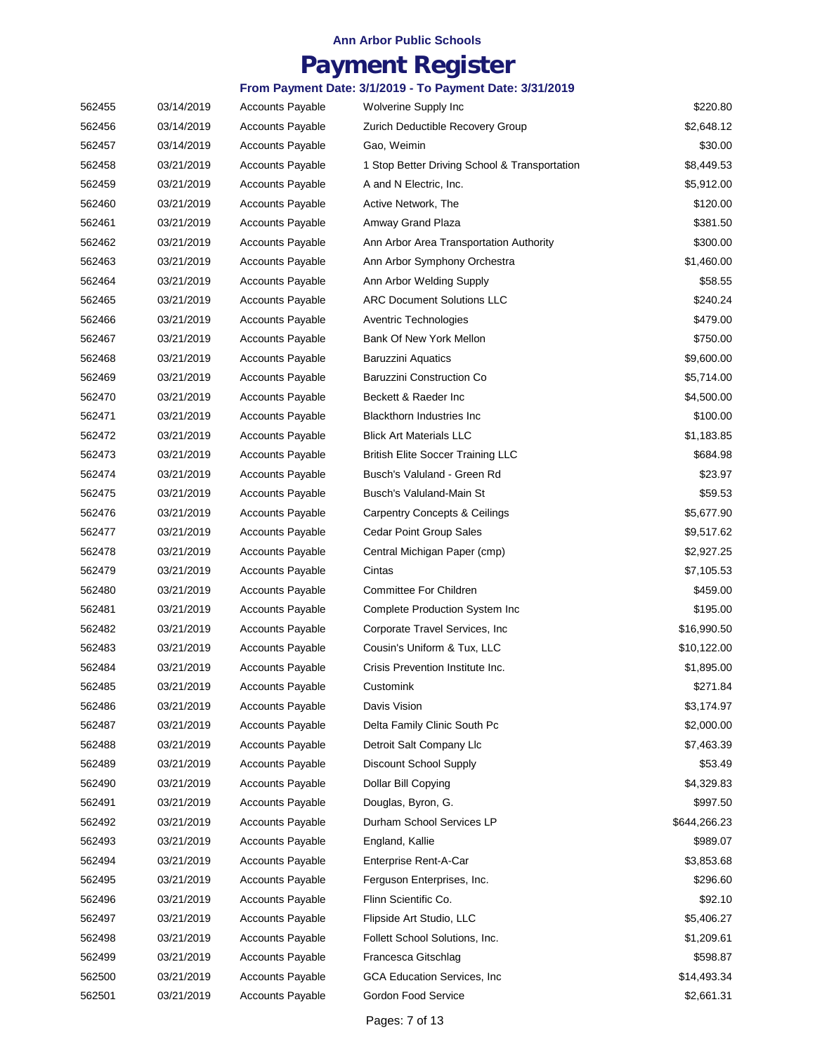**Ann Arbor Public Schools**

# Payment Register

**From Payment Date: 3/1/2019 - To Payment Date: 3/31/2019**

| | | | | |
|---|---|---|---|---|
| 562455 | 03/14/2019 | Accounts Payable | Wolverine Supply Inc | $220.80 |
| 562456 | 03/14/2019 | Accounts Payable | Zurich Deductible Recovery Group | $2,648.12 |
| 562457 | 03/14/2019 | Accounts Payable | Gao, Weimin | $30.00 |
| 562458 | 03/21/2019 | Accounts Payable | 1 Stop Better Driving School & Transportation | $8,449.53 |
| 562459 | 03/21/2019 | Accounts Payable | A and N Electric, Inc. | $5,912.00 |
| 562460 | 03/21/2019 | Accounts Payable | Active Network, The | $120.00 |
| 562461 | 03/21/2019 | Accounts Payable | Amway Grand Plaza | $381.50 |
| 562462 | 03/21/2019 | Accounts Payable | Ann Arbor Area Transportation Authority | $300.00 |
| 562463 | 03/21/2019 | Accounts Payable | Ann Arbor Symphony Orchestra | $1,460.00 |
| 562464 | 03/21/2019 | Accounts Payable | Ann Arbor Welding Supply | $58.55 |
| 562465 | 03/21/2019 | Accounts Payable | ARC Document Solutions LLC | $240.24 |
| 562466 | 03/21/2019 | Accounts Payable | Aventric Technologies | $479.00 |
| 562467 | 03/21/2019 | Accounts Payable | Bank Of New York Mellon | $750.00 |
| 562468 | 03/21/2019 | Accounts Payable | Baruzzini Aquatics | $9,600.00 |
| 562469 | 03/21/2019 | Accounts Payable | Baruzzini Construction Co | $5,714.00 |
| 562470 | 03/21/2019 | Accounts Payable | Beckett & Raeder Inc | $4,500.00 |
| 562471 | 03/21/2019 | Accounts Payable | Blackthorn Industries Inc | $100.00 |
| 562472 | 03/21/2019 | Accounts Payable | Blick Art Materials LLC | $1,183.85 |
| 562473 | 03/21/2019 | Accounts Payable | British Elite Soccer Training LLC | $684.98 |
| 562474 | 03/21/2019 | Accounts Payable | Busch's Valuland - Green Rd | $23.97 |
| 562475 | 03/21/2019 | Accounts Payable | Busch's Valuland-Main St | $59.53 |
| 562476 | 03/21/2019 | Accounts Payable | Carpentry Concepts & Ceilings | $5,677.90 |
| 562477 | 03/21/2019 | Accounts Payable | Cedar Point Group Sales | $9,517.62 |
| 562478 | 03/21/2019 | Accounts Payable | Central Michigan Paper (cmp) | $2,927.25 |
| 562479 | 03/21/2019 | Accounts Payable | Cintas | $7,105.53 |
| 562480 | 03/21/2019 | Accounts Payable | Committee For Children | $459.00 |
| 562481 | 03/21/2019 | Accounts Payable | Complete Production System Inc | $195.00 |
| 562482 | 03/21/2019 | Accounts Payable | Corporate Travel Services, Inc | $16,990.50 |
| 562483 | 03/21/2019 | Accounts Payable | Cousin's Uniform & Tux, LLC | $10,122.00 |
| 562484 | 03/21/2019 | Accounts Payable | Crisis Prevention Institute Inc. | $1,895.00 |
| 562485 | 03/21/2019 | Accounts Payable | Customink | $271.84 |
| 562486 | 03/21/2019 | Accounts Payable | Davis Vision | $3,174.97 |
| 562487 | 03/21/2019 | Accounts Payable | Delta Family Clinic South Pc | $2,000.00 |
| 562488 | 03/21/2019 | Accounts Payable | Detroit Salt Company Llc | $7,463.39 |
| 562489 | 03/21/2019 | Accounts Payable | Discount School Supply | $53.49 |
| 562490 | 03/21/2019 | Accounts Payable | Dollar Bill Copying | $4,329.83 |
| 562491 | 03/21/2019 | Accounts Payable | Douglas, Byron, G. | $997.50 |
| 562492 | 03/21/2019 | Accounts Payable | Durham School Services LP | $644,266.23 |
| 562493 | 03/21/2019 | Accounts Payable | England, Kallie | $989.07 |
| 562494 | 03/21/2019 | Accounts Payable | Enterprise Rent-A-Car | $3,853.68 |
| 562495 | 03/21/2019 | Accounts Payable | Ferguson Enterprises, Inc. | $296.60 |
| 562496 | 03/21/2019 | Accounts Payable | Flinn Scientific Co. | $92.10 |
| 562497 | 03/21/2019 | Accounts Payable | Flipside Art Studio, LLC | $5,406.27 |
| 562498 | 03/21/2019 | Accounts Payable | Follett School Solutions, Inc. | $1,209.61 |
| 562499 | 03/21/2019 | Accounts Payable | Francesca Gitschlag | $598.87 |
| 562500 | 03/21/2019 | Accounts Payable | GCA Education Services, Inc | $14,493.34 |
| 562501 | 03/21/2019 | Accounts Payable | Gordon Food Service | $2,661.31 |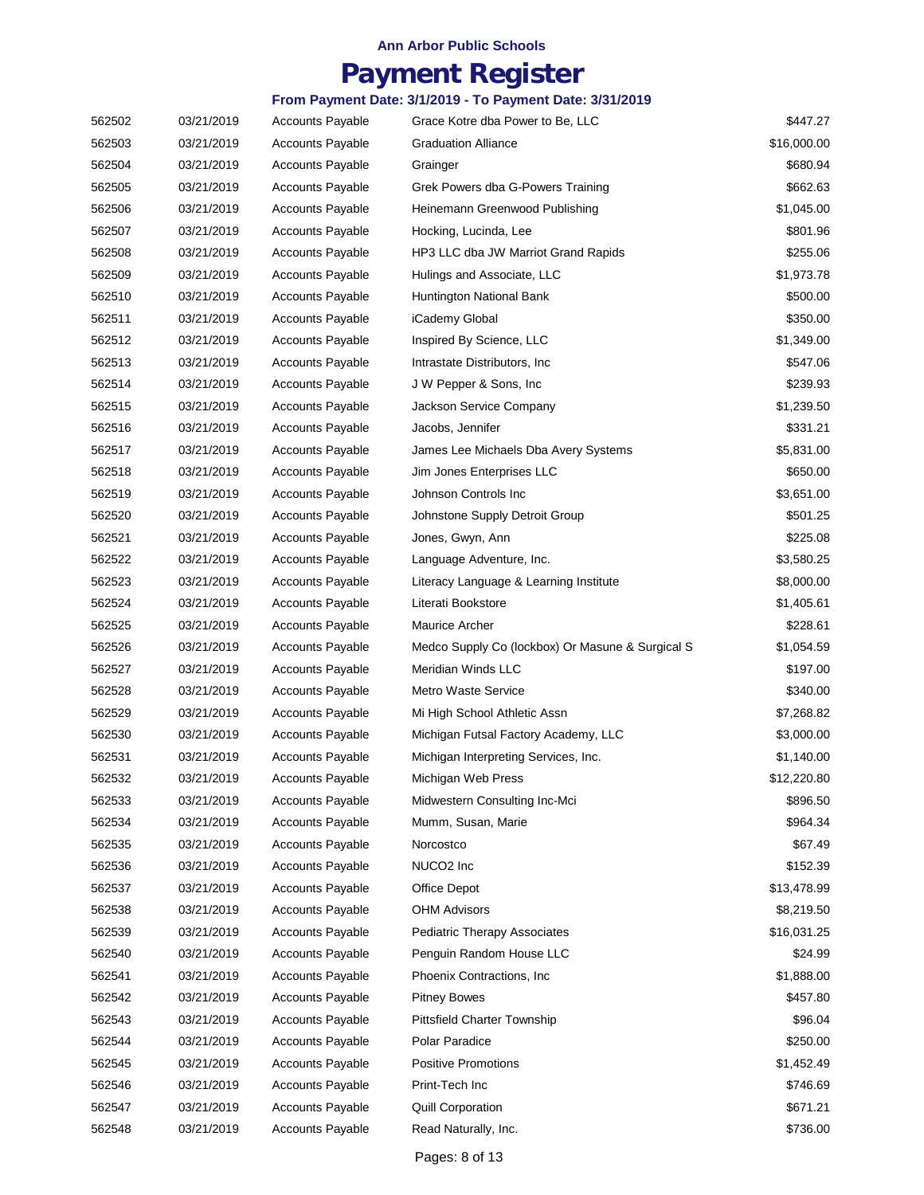**Ann Arbor Public Schools**

# Payment Register

**From Payment Date: 3/1/2019 - To Payment Date: 3/31/2019**

| | | | | |
|---|---|---|---|---|
| 562502 | 03/21/2019 | Accounts Payable | Grace Kotre dba Power to Be, LLC | $447.27 |
| 562503 | 03/21/2019 | Accounts Payable | Graduation Alliance | $16,000.00 |
| 562504 | 03/21/2019 | Accounts Payable | Grainger | $680.94 |
| 562505 | 03/21/2019 | Accounts Payable | Grek Powers dba G-Powers Training | $662.63 |
| 562506 | 03/21/2019 | Accounts Payable | Heinemann Greenwood Publishing | $1,045.00 |
| 562507 | 03/21/2019 | Accounts Payable | Hocking, Lucinda, Lee | $801.96 |
| 562508 | 03/21/2019 | Accounts Payable | HP3 LLC dba JW Marriot Grand Rapids | $255.06 |
| 562509 | 03/21/2019 | Accounts Payable | Hulings and Associate, LLC | $1,973.78 |
| 562510 | 03/21/2019 | Accounts Payable | Huntington National Bank | $500.00 |
| 562511 | 03/21/2019 | Accounts Payable | iCademy Global | $350.00 |
| 562512 | 03/21/2019 | Accounts Payable | Inspired By Science, LLC | $1,349.00 |
| 562513 | 03/21/2019 | Accounts Payable | Intrastate Distributors, Inc | $547.06 |
| 562514 | 03/21/2019 | Accounts Payable | J W Pepper & Sons, Inc | $239.93 |
| 562515 | 03/21/2019 | Accounts Payable | Jackson Service Company | $1,239.50 |
| 562516 | 03/21/2019 | Accounts Payable | Jacobs, Jennifer | $331.21 |
| 562517 | 03/21/2019 | Accounts Payable | James Lee Michaels Dba Avery Systems | $5,831.00 |
| 562518 | 03/21/2019 | Accounts Payable | Jim Jones Enterprises LLC | $650.00 |
| 562519 | 03/21/2019 | Accounts Payable | Johnson Controls Inc | $3,651.00 |
| 562520 | 03/21/2019 | Accounts Payable | Johnstone Supply Detroit Group | $501.25 |
| 562521 | 03/21/2019 | Accounts Payable | Jones, Gwyn, Ann | $225.08 |
| 562522 | 03/21/2019 | Accounts Payable | Language Adventure, Inc. | $3,580.25 |
| 562523 | 03/21/2019 | Accounts Payable | Literacy Language & Learning Institute | $8,000.00 |
| 562524 | 03/21/2019 | Accounts Payable | Literati Bookstore | $1,405.61 |
| 562525 | 03/21/2019 | Accounts Payable | Maurice Archer | $228.61 |
| 562526 | 03/21/2019 | Accounts Payable | Medco Supply Co (lockbox) Or Masune & Surgical S | $1,054.59 |
| 562527 | 03/21/2019 | Accounts Payable | Meridian Winds LLC | $197.00 |
| 562528 | 03/21/2019 | Accounts Payable | Metro Waste Service | $340.00 |
| 562529 | 03/21/2019 | Accounts Payable | Mi High School Athletic Assn | $7,268.82 |
| 562530 | 03/21/2019 | Accounts Payable | Michigan Futsal Factory Academy, LLC | $3,000.00 |
| 562531 | 03/21/2019 | Accounts Payable | Michigan Interpreting Services, Inc. | $1,140.00 |
| 562532 | 03/21/2019 | Accounts Payable | Michigan Web Press | $12,220.80 |
| 562533 | 03/21/2019 | Accounts Payable | Midwestern Consulting Inc-Mci | $896.50 |
| 562534 | 03/21/2019 | Accounts Payable | Mumm, Susan, Marie | $964.34 |
| 562535 | 03/21/2019 | Accounts Payable | Norcostco | $67.49 |
| 562536 | 03/21/2019 | Accounts Payable | NUCO2 Inc | $152.39 |
| 562537 | 03/21/2019 | Accounts Payable | Office Depot | $13,478.99 |
| 562538 | 03/21/2019 | Accounts Payable | OHM Advisors | $8,219.50 |
| 562539 | 03/21/2019 | Accounts Payable | Pediatric Therapy Associates | $16,031.25 |
| 562540 | 03/21/2019 | Accounts Payable | Penguin Random House LLC | $24.99 |
| 562541 | 03/21/2019 | Accounts Payable | Phoenix Contractions, Inc | $1,888.00 |
| 562542 | 03/21/2019 | Accounts Payable | Pitney Bowes | $457.80 |
| 562543 | 03/21/2019 | Accounts Payable | Pittsfield Charter Township | $96.04 |
| 562544 | 03/21/2019 | Accounts Payable | Polar Paradice | $250.00 |
| 562545 | 03/21/2019 | Accounts Payable | Positive Promotions | $1,452.49 |
| 562546 | 03/21/2019 | Accounts Payable | Print-Tech Inc | $746.69 |
| 562547 | 03/21/2019 | Accounts Payable | Quill Corporation | $671.21 |
| 562548 | 03/21/2019 | Accounts Payable | Read Naturally, Inc. | $736.00 |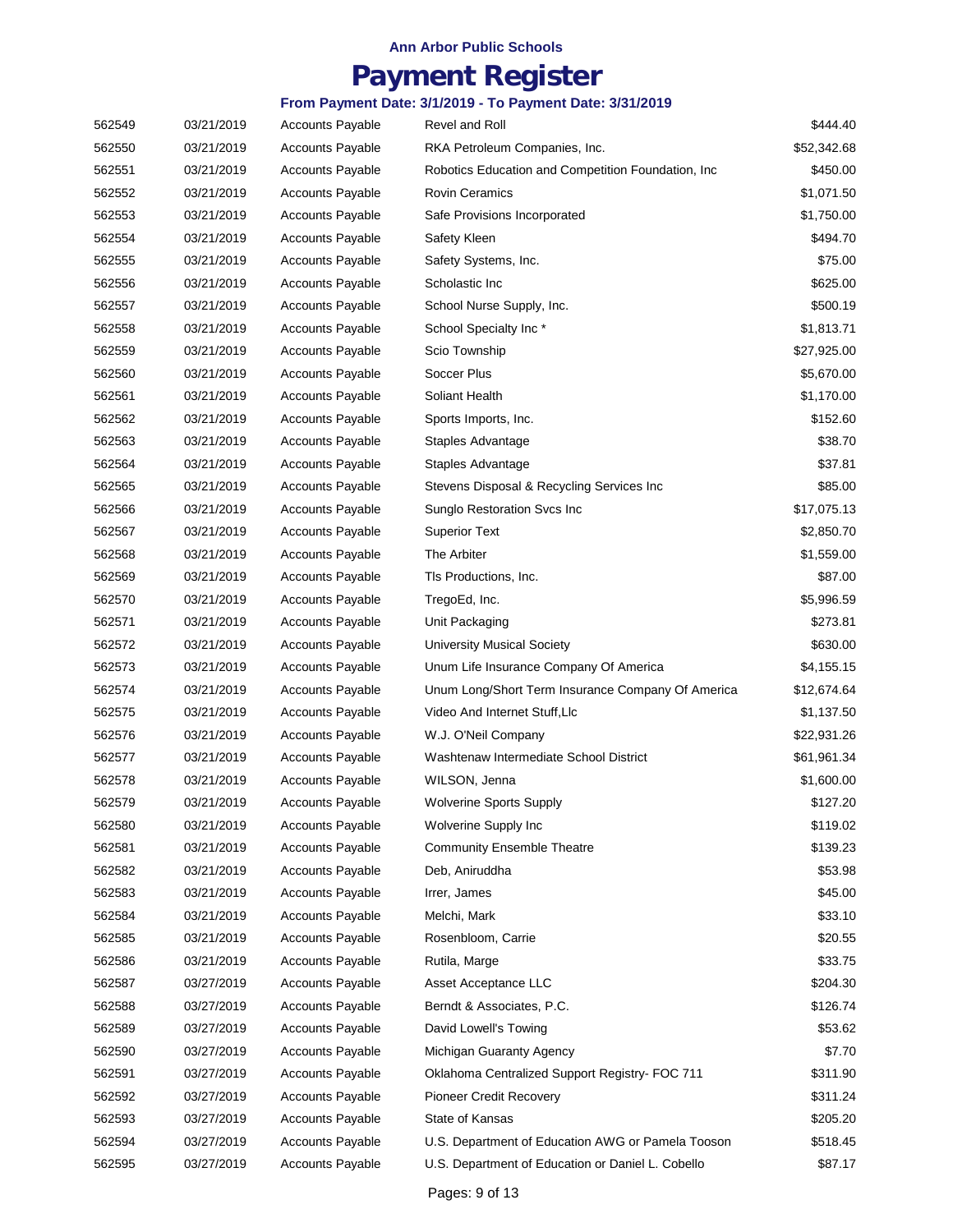Ann Arbor Public Schools

# Payment Register

### From Payment Date: 3/1/2019 - To Payment Date: 3/31/2019

| | | | | |
|---|---|---|---|---|
| 562549 | 03/21/2019 | Accounts Payable | Revel and Roll | $444.40 |
| 562550 | 03/21/2019 | Accounts Payable | RKA Petroleum Companies, Inc. | $52,342.68 |
| 562551 | 03/21/2019 | Accounts Payable | Robotics Education and Competition Foundation, Inc | $450.00 |
| 562552 | 03/21/2019 | Accounts Payable | Rovin Ceramics | $1,071.50 |
| 562553 | 03/21/2019 | Accounts Payable | Safe Provisions Incorporated | $1,750.00 |
| 562554 | 03/21/2019 | Accounts Payable | Safety Kleen | $494.70 |
| 562555 | 03/21/2019 | Accounts Payable | Safety Systems, Inc. | $75.00 |
| 562556 | 03/21/2019 | Accounts Payable | Scholastic Inc | $625.00 |
| 562557 | 03/21/2019 | Accounts Payable | School Nurse Supply, Inc. | $500.19 |
| 562558 | 03/21/2019 | Accounts Payable | School Specialty Inc * | $1,813.71 |
| 562559 | 03/21/2019 | Accounts Payable | Scio Township | $27,925.00 |
| 562560 | 03/21/2019 | Accounts Payable | Soccer Plus | $5,670.00 |
| 562561 | 03/21/2019 | Accounts Payable | Soliant Health | $1,170.00 |
| 562562 | 03/21/2019 | Accounts Payable | Sports Imports, Inc. | $152.60 |
| 562563 | 03/21/2019 | Accounts Payable | Staples Advantage | $38.70 |
| 562564 | 03/21/2019 | Accounts Payable | Staples Advantage | $37.81 |
| 562565 | 03/21/2019 | Accounts Payable | Stevens Disposal & Recycling Services Inc | $85.00 |
| 562566 | 03/21/2019 | Accounts Payable | Sunglo Restoration Svcs Inc | $17,075.13 |
| 562567 | 03/21/2019 | Accounts Payable | Superior Text | $2,850.70 |
| 562568 | 03/21/2019 | Accounts Payable | The Arbiter | $1,559.00 |
| 562569 | 03/21/2019 | Accounts Payable | Tls Productions, Inc. | $87.00 |
| 562570 | 03/21/2019 | Accounts Payable | TregoEd, Inc. | $5,996.59 |
| 562571 | 03/21/2019 | Accounts Payable | Unit Packaging | $273.81 |
| 562572 | 03/21/2019 | Accounts Payable | University Musical Society | $630.00 |
| 562573 | 03/21/2019 | Accounts Payable | Unum Life Insurance Company Of America | $4,155.15 |
| 562574 | 03/21/2019 | Accounts Payable | Unum Long/Short Term Insurance Company Of America | $12,674.64 |
| 562575 | 03/21/2019 | Accounts Payable | Video And Internet Stuff,Llc | $1,137.50 |
| 562576 | 03/21/2019 | Accounts Payable | W.J. O'Neil Company | $22,931.26 |
| 562577 | 03/21/2019 | Accounts Payable | Washtenaw Intermediate School District | $61,961.34 |
| 562578 | 03/21/2019 | Accounts Payable | WILSON, Jenna | $1,600.00 |
| 562579 | 03/21/2019 | Accounts Payable | Wolverine Sports Supply | $127.20 |
| 562580 | 03/21/2019 | Accounts Payable | Wolverine Supply Inc | $119.02 |
| 562581 | 03/21/2019 | Accounts Payable | Community Ensemble Theatre | $139.23 |
| 562582 | 03/21/2019 | Accounts Payable | Deb, Aniruddha | $53.98 |
| 562583 | 03/21/2019 | Accounts Payable | Irrer, James | $45.00 |
| 562584 | 03/21/2019 | Accounts Payable | Melchi, Mark | $33.10 |
| 562585 | 03/21/2019 | Accounts Payable | Rosenbloom, Carrie | $20.55 |
| 562586 | 03/21/2019 | Accounts Payable | Rutila, Marge | $33.75 |
| 562587 | 03/27/2019 | Accounts Payable | Asset Acceptance LLC | $204.30 |
| 562588 | 03/27/2019 | Accounts Payable | Berndt & Associates, P.C. | $126.74 |
| 562589 | 03/27/2019 | Accounts Payable | David Lowell's Towing | $53.62 |
| 562590 | 03/27/2019 | Accounts Payable | Michigan Guaranty Agency | $7.70 |
| 562591 | 03/27/2019 | Accounts Payable | Oklahoma Centralized Support Registry- FOC 711 | $311.90 |
| 562592 | 03/27/2019 | Accounts Payable | Pioneer Credit Recovery | $311.24 |
| 562593 | 03/27/2019 | Accounts Payable | State of Kansas | $205.20 |
| 562594 | 03/27/2019 | Accounts Payable | U.S. Department of Education AWG or Pamela Tooson | $518.45 |
| 562595 | 03/27/2019 | Accounts Payable | U.S. Department of Education or Daniel L. Cobello | $87.17 |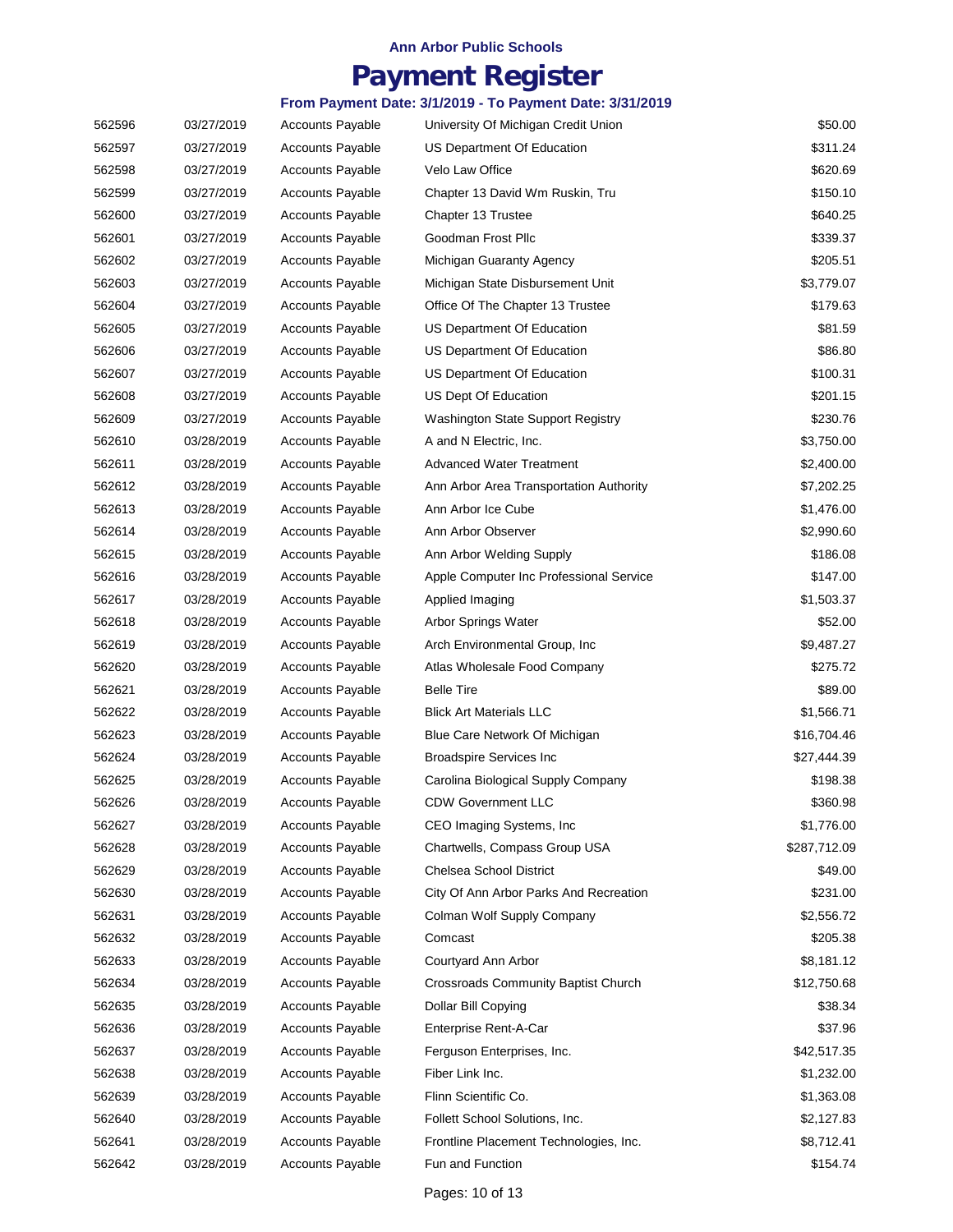Ann Arbor Public Schools

# Payment Register

### From Payment Date: 3/1/2019 - To Payment Date: 3/31/2019

| | | | | |
|---|---|---|---|---|
| 562596 | 03/27/2019 | Accounts Payable | University Of Michigan Credit Union | $50.00 |
| 562597 | 03/27/2019 | Accounts Payable | US Department Of Education | $311.24 |
| 562598 | 03/27/2019 | Accounts Payable | Velo Law Office | $620.69 |
| 562599 | 03/27/2019 | Accounts Payable | Chapter 13 David Wm Ruskin, Tru | $150.10 |
| 562600 | 03/27/2019 | Accounts Payable | Chapter 13 Trustee | $640.25 |
| 562601 | 03/27/2019 | Accounts Payable | Goodman Frost Pllc | $339.37 |
| 562602 | 03/27/2019 | Accounts Payable | Michigan Guaranty Agency | $205.51 |
| 562603 | 03/27/2019 | Accounts Payable | Michigan State Disbursement Unit | $3,779.07 |
| 562604 | 03/27/2019 | Accounts Payable | Office Of The Chapter 13 Trustee | $179.63 |
| 562605 | 03/27/2019 | Accounts Payable | US Department Of Education | $81.59 |
| 562606 | 03/27/2019 | Accounts Payable | US Department Of Education | $86.80 |
| 562607 | 03/27/2019 | Accounts Payable | US Department Of Education | $100.31 |
| 562608 | 03/27/2019 | Accounts Payable | US Dept Of Education | $201.15 |
| 562609 | 03/27/2019 | Accounts Payable | Washington State Support Registry | $230.76 |
| 562610 | 03/28/2019 | Accounts Payable | A and N Electric, Inc. | $3,750.00 |
| 562611 | 03/28/2019 | Accounts Payable | Advanced Water Treatment | $2,400.00 |
| 562612 | 03/28/2019 | Accounts Payable | Ann Arbor Area Transportation Authority | $7,202.25 |
| 562613 | 03/28/2019 | Accounts Payable | Ann Arbor Ice Cube | $1,476.00 |
| 562614 | 03/28/2019 | Accounts Payable | Ann Arbor Observer | $2,990.60 |
| 562615 | 03/28/2019 | Accounts Payable | Ann Arbor Welding Supply | $186.08 |
| 562616 | 03/28/2019 | Accounts Payable | Apple Computer Inc Professional Service | $147.00 |
| 562617 | 03/28/2019 | Accounts Payable | Applied Imaging | $1,503.37 |
| 562618 | 03/28/2019 | Accounts Payable | Arbor Springs Water | $52.00 |
| 562619 | 03/28/2019 | Accounts Payable | Arch Environmental Group, Inc | $9,487.27 |
| 562620 | 03/28/2019 | Accounts Payable | Atlas Wholesale Food Company | $275.72 |
| 562621 | 03/28/2019 | Accounts Payable | Belle Tire | $89.00 |
| 562622 | 03/28/2019 | Accounts Payable | Blick Art Materials LLC | $1,566.71 |
| 562623 | 03/28/2019 | Accounts Payable | Blue Care Network Of Michigan | $16,704.46 |
| 562624 | 03/28/2019 | Accounts Payable | Broadspire Services Inc | $27,444.39 |
| 562625 | 03/28/2019 | Accounts Payable | Carolina Biological Supply Company | $198.38 |
| 562626 | 03/28/2019 | Accounts Payable | CDW Government LLC | $360.98 |
| 562627 | 03/28/2019 | Accounts Payable | CEO Imaging Systems, Inc | $1,776.00 |
| 562628 | 03/28/2019 | Accounts Payable | Chartwells, Compass Group USA | $287,712.09 |
| 562629 | 03/28/2019 | Accounts Payable | Chelsea School District | $49.00 |
| 562630 | 03/28/2019 | Accounts Payable | City Of Ann Arbor Parks And Recreation | $231.00 |
| 562631 | 03/28/2019 | Accounts Payable | Colman Wolf Supply Company | $2,556.72 |
| 562632 | 03/28/2019 | Accounts Payable | Comcast | $205.38 |
| 562633 | 03/28/2019 | Accounts Payable | Courtyard Ann Arbor | $8,181.12 |
| 562634 | 03/28/2019 | Accounts Payable | Crossroads Community Baptist Church | $12,750.68 |
| 562635 | 03/28/2019 | Accounts Payable | Dollar Bill Copying | $38.34 |
| 562636 | 03/28/2019 | Accounts Payable | Enterprise Rent-A-Car | $37.96 |
| 562637 | 03/28/2019 | Accounts Payable | Ferguson Enterprises, Inc. | $42,517.35 |
| 562638 | 03/28/2019 | Accounts Payable | Fiber Link Inc. | $1,232.00 |
| 562639 | 03/28/2019 | Accounts Payable | Flinn Scientific Co. | $1,363.08 |
| 562640 | 03/28/2019 | Accounts Payable | Follett School Solutions, Inc. | $2,127.83 |
| 562641 | 03/28/2019 | Accounts Payable | Frontline Placement Technologies, Inc. | $8,712.41 |
| 562642 | 03/28/2019 | Accounts Payable | Fun and Function | $154.74 |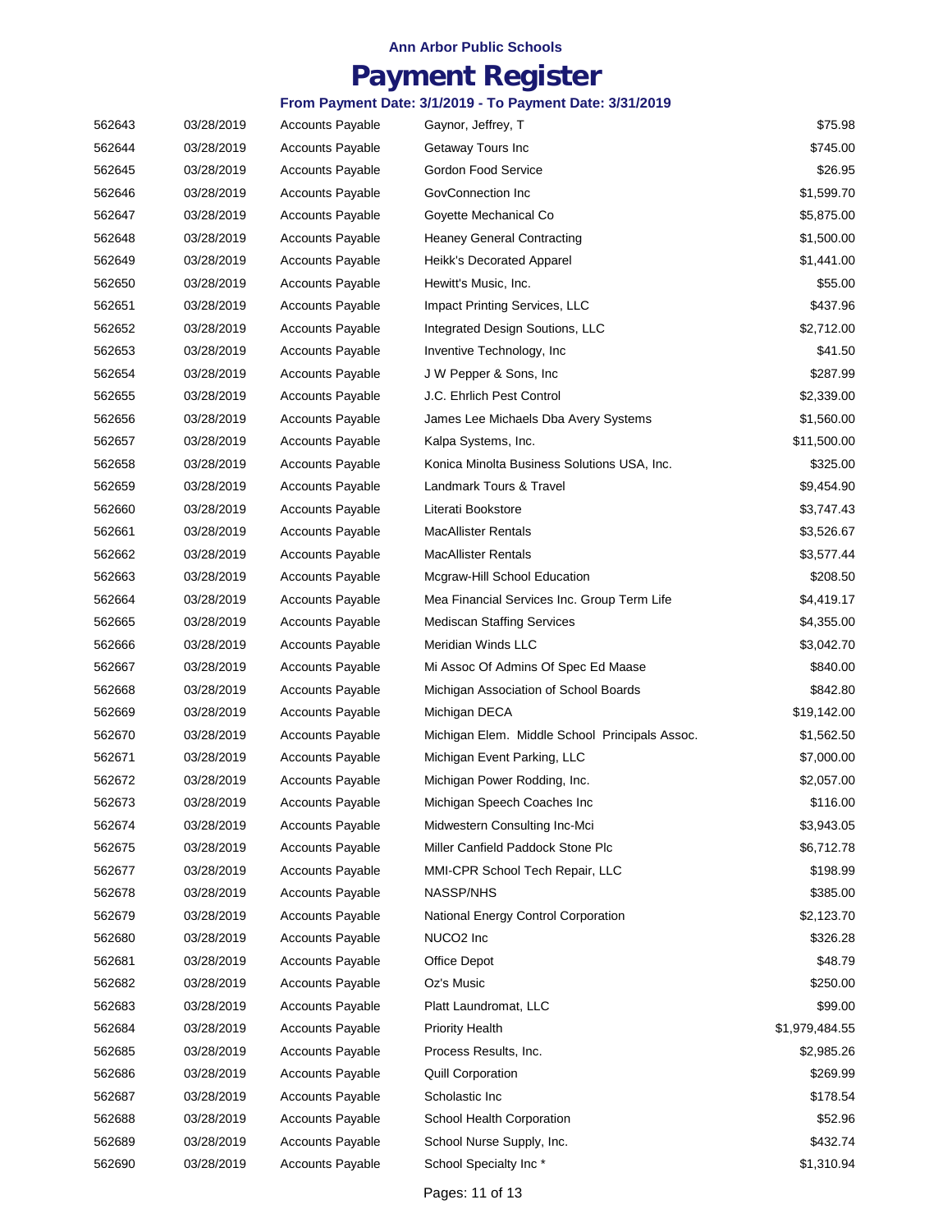**Ann Arbor Public Schools**

# Payment Register

**From Payment Date: 3/1/2019 - To Payment Date: 3/31/2019**

| | | | | |
|---|---|---|---|---|
| 562643 | 03/28/2019 | Accounts Payable | Gaynor, Jeffrey, T | $75.98 |
| 562644 | 03/28/2019 | Accounts Payable | Getaway Tours Inc | $745.00 |
| 562645 | 03/28/2019 | Accounts Payable | Gordon Food Service | $26.95 |
| 562646 | 03/28/2019 | Accounts Payable | GovConnection Inc | $1,599.70 |
| 562647 | 03/28/2019 | Accounts Payable | Goyette Mechanical Co | $5,875.00 |
| 562648 | 03/28/2019 | Accounts Payable | Heaney General Contracting | $1,500.00 |
| 562649 | 03/28/2019 | Accounts Payable | Heikk's Decorated Apparel | $1,441.00 |
| 562650 | 03/28/2019 | Accounts Payable | Hewitt's Music, Inc. | $55.00 |
| 562651 | 03/28/2019 | Accounts Payable | Impact Printing Services, LLC | $437.96 |
| 562652 | 03/28/2019 | Accounts Payable | Integrated Design Soutions, LLC | $2,712.00 |
| 562653 | 03/28/2019 | Accounts Payable | Inventive Technology, Inc | $41.50 |
| 562654 | 03/28/2019 | Accounts Payable | J W Pepper & Sons, Inc | $287.99 |
| 562655 | 03/28/2019 | Accounts Payable | J.C. Ehrlich Pest Control | $2,339.00 |
| 562656 | 03/28/2019 | Accounts Payable | James Lee Michaels Dba Avery Systems | $1,560.00 |
| 562657 | 03/28/2019 | Accounts Payable | Kalpa Systems, Inc. | $11,500.00 |
| 562658 | 03/28/2019 | Accounts Payable | Konica Minolta Business Solutions USA, Inc. | $325.00 |
| 562659 | 03/28/2019 | Accounts Payable | Landmark Tours & Travel | $9,454.90 |
| 562660 | 03/28/2019 | Accounts Payable | Literati Bookstore | $3,747.43 |
| 562661 | 03/28/2019 | Accounts Payable | MacAllister Rentals | $3,526.67 |
| 562662 | 03/28/2019 | Accounts Payable | MacAllister Rentals | $3,577.44 |
| 562663 | 03/28/2019 | Accounts Payable | Mcgraw-Hill School Education | $208.50 |
| 562664 | 03/28/2019 | Accounts Payable | Mea Financial Services Inc. Group Term Life | $4,419.17 |
| 562665 | 03/28/2019 | Accounts Payable | Mediscan Staffing Services | $4,355.00 |
| 562666 | 03/28/2019 | Accounts Payable | Meridian Winds LLC | $3,042.70 |
| 562667 | 03/28/2019 | Accounts Payable | Mi Assoc Of Admins Of Spec Ed Maase | $840.00 |
| 562668 | 03/28/2019 | Accounts Payable | Michigan Association of School Boards | $842.80 |
| 562669 | 03/28/2019 | Accounts Payable | Michigan DECA | $19,142.00 |
| 562670 | 03/28/2019 | Accounts Payable | Michigan Elem. Middle School Principals Assoc. | $1,562.50 |
| 562671 | 03/28/2019 | Accounts Payable | Michigan Event Parking, LLC | $7,000.00 |
| 562672 | 03/28/2019 | Accounts Payable | Michigan Power Rodding, Inc. | $2,057.00 |
| 562673 | 03/28/2019 | Accounts Payable | Michigan Speech Coaches Inc | $116.00 |
| 562674 | 03/28/2019 | Accounts Payable | Midwestern Consulting Inc-Mci | $3,943.05 |
| 562675 | 03/28/2019 | Accounts Payable | Miller Canfield Paddock Stone Plc | $6,712.78 |
| 562677 | 03/28/2019 | Accounts Payable | MMI-CPR School Tech Repair, LLC | $198.99 |
| 562678 | 03/28/2019 | Accounts Payable | NASSP/NHS | $385.00 |
| 562679 | 03/28/2019 | Accounts Payable | National Energy Control Corporation | $2,123.70 |
| 562680 | 03/28/2019 | Accounts Payable | NUCO2 Inc | $326.28 |
| 562681 | 03/28/2019 | Accounts Payable | Office Depot | $48.79 |
| 562682 | 03/28/2019 | Accounts Payable | Oz's Music | $250.00 |
| 562683 | 03/28/2019 | Accounts Payable | Platt Laundromat, LLC | $99.00 |
| 562684 | 03/28/2019 | Accounts Payable | Priority Health | $1,979,484.55 |
| 562685 | 03/28/2019 | Accounts Payable | Process Results, Inc. | $2,985.26 |
| 562686 | 03/28/2019 | Accounts Payable | Quill Corporation | $269.99 |
| 562687 | 03/28/2019 | Accounts Payable | Scholastic Inc | $178.54 |
| 562688 | 03/28/2019 | Accounts Payable | School Health Corporation | $52.96 |
| 562689 | 03/28/2019 | Accounts Payable | School Nurse Supply, Inc. | $432.74 |
| 562690 | 03/28/2019 | Accounts Payable | School Specialty Inc * | $1,310.94 |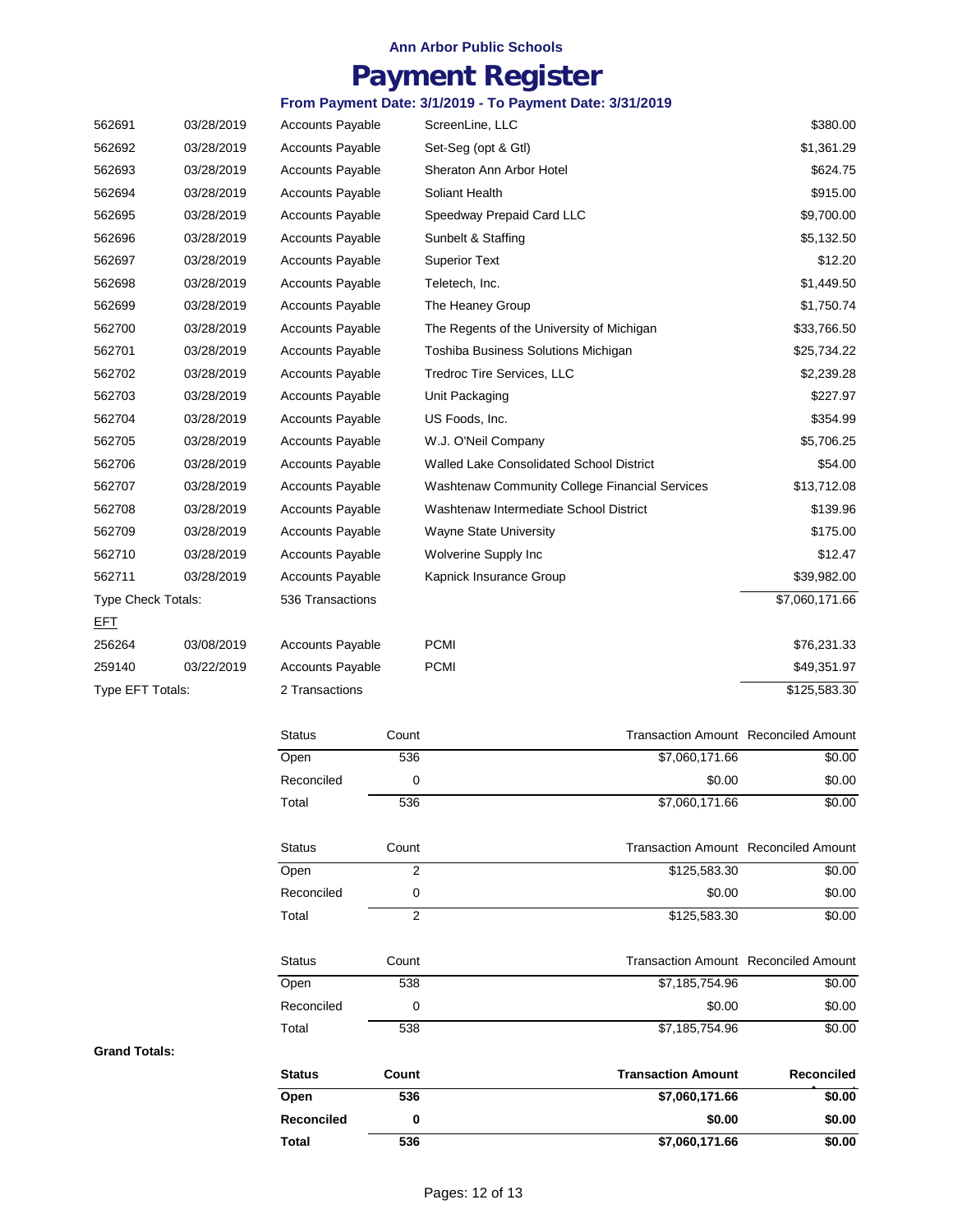**Ann Arbor Public Schools**

# Payment Register

**From Payment Date: 3/1/2019 - To Payment Date: 3/31/2019**

| | | | | |
|---|---|---|---|---|
| 562691 | 03/28/2019 | Accounts Payable | ScreenLine, LLC | $380.00 |
| 562692 | 03/28/2019 | Accounts Payable | Set-Seg (opt & Gtl) | $1,361.29 |
| 562693 | 03/28/2019 | Accounts Payable | Sheraton Ann Arbor Hotel | $624.75 |
| 562694 | 03/28/2019 | Accounts Payable | Soliant Health | $915.00 |
| 562695 | 03/28/2019 | Accounts Payable | Speedway Prepaid Card LLC | $9,700.00 |
| 562696 | 03/28/2019 | Accounts Payable | Sunbelt & Staffing | $5,132.50 |
| 562697 | 03/28/2019 | Accounts Payable | Superior Text | $12.20 |
| 562698 | 03/28/2019 | Accounts Payable | Teletech, Inc. | $1,449.50 |
| 562699 | 03/28/2019 | Accounts Payable | The Heaney Group | $1,750.74 |
| 562700 | 03/28/2019 | Accounts Payable | The Regents of the University of Michigan | $33,766.50 |
| 562701 | 03/28/2019 | Accounts Payable | Toshiba Business Solutions Michigan | $25,734.22 |
| 562702 | 03/28/2019 | Accounts Payable | Tredroc Tire Services, LLC | $2,239.28 |
| 562703 | 03/28/2019 | Accounts Payable | Unit Packaging | $227.97 |
| 562704 | 03/28/2019 | Accounts Payable | US Foods, Inc. | $354.99 |
| 562705 | 03/28/2019 | Accounts Payable | W.J. O'Neil Company | $5,706.25 |
| 562706 | 03/28/2019 | Accounts Payable | Walled Lake Consolidated School District | $54.00 |
| 562707 | 03/28/2019 | Accounts Payable | Washtenaw Community College Financial Services | $13,712.08 |
| 562708 | 03/28/2019 | Accounts Payable | Washtenaw Intermediate School District | $139.96 |
| 562709 | 03/28/2019 | Accounts Payable | Wayne State University | $175.00 |
| 562710 | 03/28/2019 | Accounts Payable | Wolverine Supply Inc | $12.47 |
| 562711 | 03/28/2019 | Accounts Payable | Kapnick Insurance Group | $39,982.00 |
| Type Check Totals: | | 536 Transactions | | $7,060,171.66 |
| EFT | | | | |
| 256264 | 03/08/2019 | Accounts Payable | PCMI | $76,231.33 |
| 259140 | 03/22/2019 | Accounts Payable | PCMI | $49,351.97 |
| Type EFT Totals: | | 2 Transactions | | $125,583.30 |

| Status | Count | Transaction Amount | Reconciled Amount |
|---|---|---|---|
| Open | 536 | $7,060,171.66 | $0.00 |
| Reconciled | 0 | $0.00 | $0.00 |
| Total | 536 | $7,060,171.66 | $0.00 |

| Status | Count | Transaction Amount | Reconciled Amount |
|---|---|---|---|
| Open | 2 | $125,583.30 | $0.00 |
| Reconciled | 0 | $0.00 | $0.00 |
| Total | 2 | $125,583.30 | $0.00 |

| Status | Count | Transaction Amount | Reconciled Amount |
|---|---|---|---|
| Open | 538 | $7,185,754.96 | $0.00 |
| Reconciled | 0 | $0.00 | $0.00 |
| Total | 538 | $7,185,754.96 | $0.00 |

**Grand Totals:**

| **Status** | **Count** | **Transaction Amount** | **Reconciled** |
|---|---|---|---|
| **Open** | **536** | **$7,060,171.66** | **$0.00** |
| **Reconciled** | **0** | **$0.00** | **$0.00** |
| **Total** | **536** | **$7,060,171.66** | **$0.00** |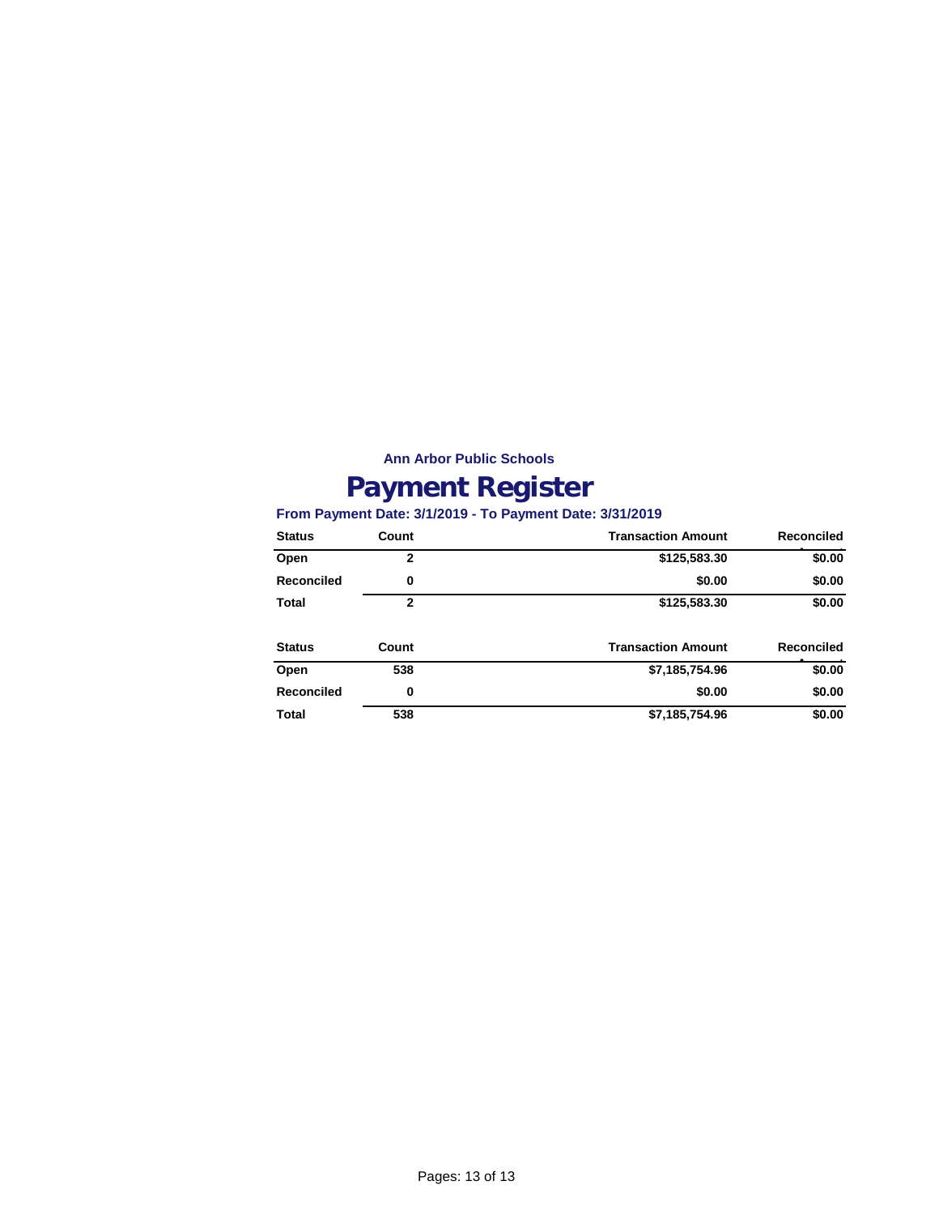Ann Arbor Public Schools

# Payment Register

**From Payment Date: 3/1/2019 - To Payment Date: 3/31/2019**

| Status | Count | Transaction Amount | Reconciled |
|---|---|---|---|
| Open | 2 | $125,583.30 | $0.00 |
| Reconciled | 0 | $0.00 | $0.00 |
| Total | 2 | $125,583.30 | $0.00 |

| Status | Count | Transaction Amount | Reconciled |
|---|---|---|---|
| Open | 538 | $7,185,754.96 | $0.00 |
| Reconciled | 0 | $0.00 | $0.00 |
| Total | 538 | $7,185,754.96 | $0.00 |